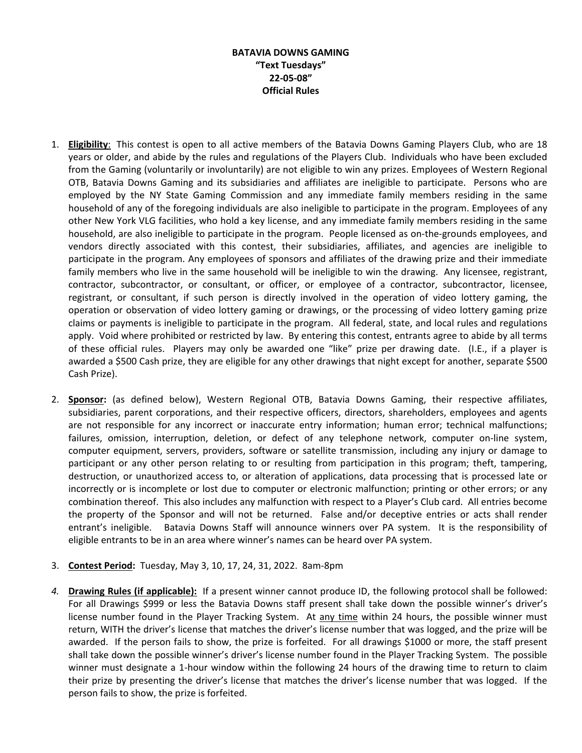**BATAVIA DOWNS GAMING**
**"Text Tuesdays"**
**22-05-08"**
**Official Rules**

1. **Eligibility**: This contest is open to all active members of the Batavia Downs Gaming Players Club, who are 18 years or older, and abide by the rules and regulations of the Players Club. Individuals who have been excluded from the Gaming (voluntarily or involuntarily) are not eligible to win any prizes. Employees of Western Regional OTB, Batavia Downs Gaming and its subsidiaries and affiliates are ineligible to participate. Persons who are employed by the NY State Gaming Commission and any immediate family members residing in the same household of any of the foregoing individuals are also ineligible to participate in the program. Employees of any other New York VLG facilities, who hold a key license, and any immediate family members residing in the same household, are also ineligible to participate in the program. People licensed as on-the-grounds employees, and vendors directly associated with this contest, their subsidiaries, affiliates, and agencies are ineligible to participate in the program. Any employees of sponsors and affiliates of the drawing prize and their immediate family members who live in the same household will be ineligible to win the drawing. Any licensee, registrant, contractor, subcontractor, or consultant, or officer, or employee of a contractor, subcontractor, licensee, registrant, or consultant, if such person is directly involved in the operation of video lottery gaming, the operation or observation of video lottery gaming or drawings, or the processing of video lottery gaming prize claims or payments is ineligible to participate in the program. All federal, state, and local rules and regulations apply. Void where prohibited or restricted by law. By entering this contest, entrants agree to abide by all terms of these official rules. Players may only be awarded one "like" prize per drawing date. (I.E., if a player is awarded a $500 Cash prize, they are eligible for any other drawings that night except for another, separate $500 Cash Prize).

2. **Sponsor:** (as defined below), Western Regional OTB, Batavia Downs Gaming, their respective affiliates, subsidiaries, parent corporations, and their respective officers, directors, shareholders, employees and agents are not responsible for any incorrect or inaccurate entry information; human error; technical malfunctions; failures, omission, interruption, deletion, or defect of any telephone network, computer on-line system, computer equipment, servers, providers, software or satellite transmission, including any injury or damage to participant or any other person relating to or resulting from participation in this program; theft, tampering, destruction, or unauthorized access to, or alteration of applications, data processing that is processed late or incorrectly or is incomplete or lost due to computer or electronic malfunction; printing or other errors; or any combination thereof. This also includes any malfunction with respect to a Player's Club card. All entries become the property of the Sponsor and will not be returned. False and/or deceptive entries or acts shall render entrant's ineligible. Batavia Downs Staff will announce winners over PA system. It is the responsibility of eligible entrants to be in an area where winner's names can be heard over PA system.

3. **Contest Period:** Tuesday, May 3, 10, 17, 24, 31, 2022. 8am-8pm

4. **Drawing Rules (if applicable):** If a present winner cannot produce ID, the following protocol shall be followed: For all Drawings $999 or less the Batavia Downs staff present shall take down the possible winner's driver's license number found in the Player Tracking System. At any time within 24 hours, the possible winner must return, WITH the driver's license that matches the driver's license number that was logged, and the prize will be awarded. If the person fails to show, the prize is forfeited. For all drawings $1000 or more, the staff present shall take down the possible winner's driver's license number found in the Player Tracking System. The possible winner must designate a 1-hour window within the following 24 hours of the drawing time to return to claim their prize by presenting the driver's license that matches the driver's license number that was logged. If the person fails to show, the prize is forfeited.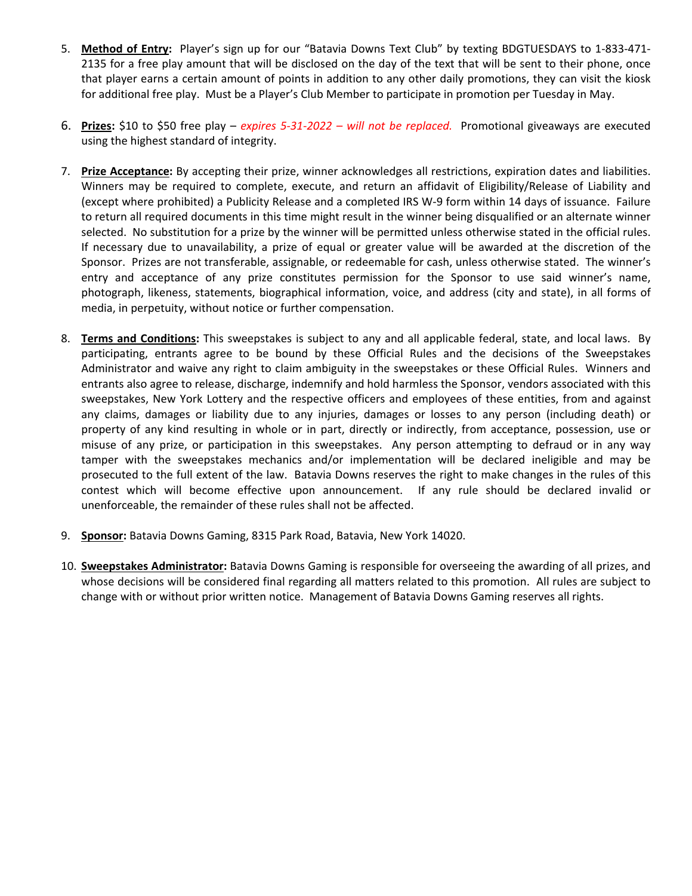5. **Method of Entry:** Player's sign up for our "Batavia Downs Text Club" by texting BDGTUESDAYS to 1-833-471-2135 for a free play amount that will be disclosed on the day of the text that will be sent to their phone, once that player earns a certain amount of points in addition to any other daily promotions, they can visit the kiosk for additional free play. Must be a Player's Club Member to participate in promotion per Tuesday in May.

6. **Prizes:** $10 to $50 free play – *expires 5-31-2022 – will not be replaced.* Promotional giveaways are executed using the highest standard of integrity.

7. **Prize Acceptance:** By accepting their prize, winner acknowledges all restrictions, expiration dates and liabilities. Winners may be required to complete, execute, and return an affidavit of Eligibility/Release of Liability and (except where prohibited) a Publicity Release and a completed IRS W-9 form within 14 days of issuance. Failure to return all required documents in this time might result in the winner being disqualified or an alternate winner selected. No substitution for a prize by the winner will be permitted unless otherwise stated in the official rules. If necessary due to unavailability, a prize of equal or greater value will be awarded at the discretion of the Sponsor. Prizes are not transferable, assignable, or redeemable for cash, unless otherwise stated. The winner's entry and acceptance of any prize constitutes permission for the Sponsor to use said winner's name, photograph, likeness, statements, biographical information, voice, and address (city and state), in all forms of media, in perpetuity, without notice or further compensation.

8. **Terms and Conditions:** This sweepstakes is subject to any and all applicable federal, state, and local laws. By participating, entrants agree to be bound by these Official Rules and the decisions of the Sweepstakes Administrator and waive any right to claim ambiguity in the sweepstakes or these Official Rules. Winners and entrants also agree to release, discharge, indemnify and hold harmless the Sponsor, vendors associated with this sweepstakes, New York Lottery and the respective officers and employees of these entities, from and against any claims, damages or liability due to any injuries, damages or losses to any person (including death) or property of any kind resulting in whole or in part, directly or indirectly, from acceptance, possession, use or misuse of any prize, or participation in this sweepstakes. Any person attempting to defraud or in any way tamper with the sweepstakes mechanics and/or implementation will be declared ineligible and may be prosecuted to the full extent of the law. Batavia Downs reserves the right to make changes in the rules of this contest which will become effective upon announcement. If any rule should be declared invalid or unenforceable, the remainder of these rules shall not be affected.

9. **Sponsor:** Batavia Downs Gaming, 8315 Park Road, Batavia, New York 14020.

10. **Sweepstakes Administrator:** Batavia Downs Gaming is responsible for overseeing the awarding of all prizes, and whose decisions will be considered final regarding all matters related to this promotion. All rules are subject to change with or without prior written notice. Management of Batavia Downs Gaming reserves all rights.